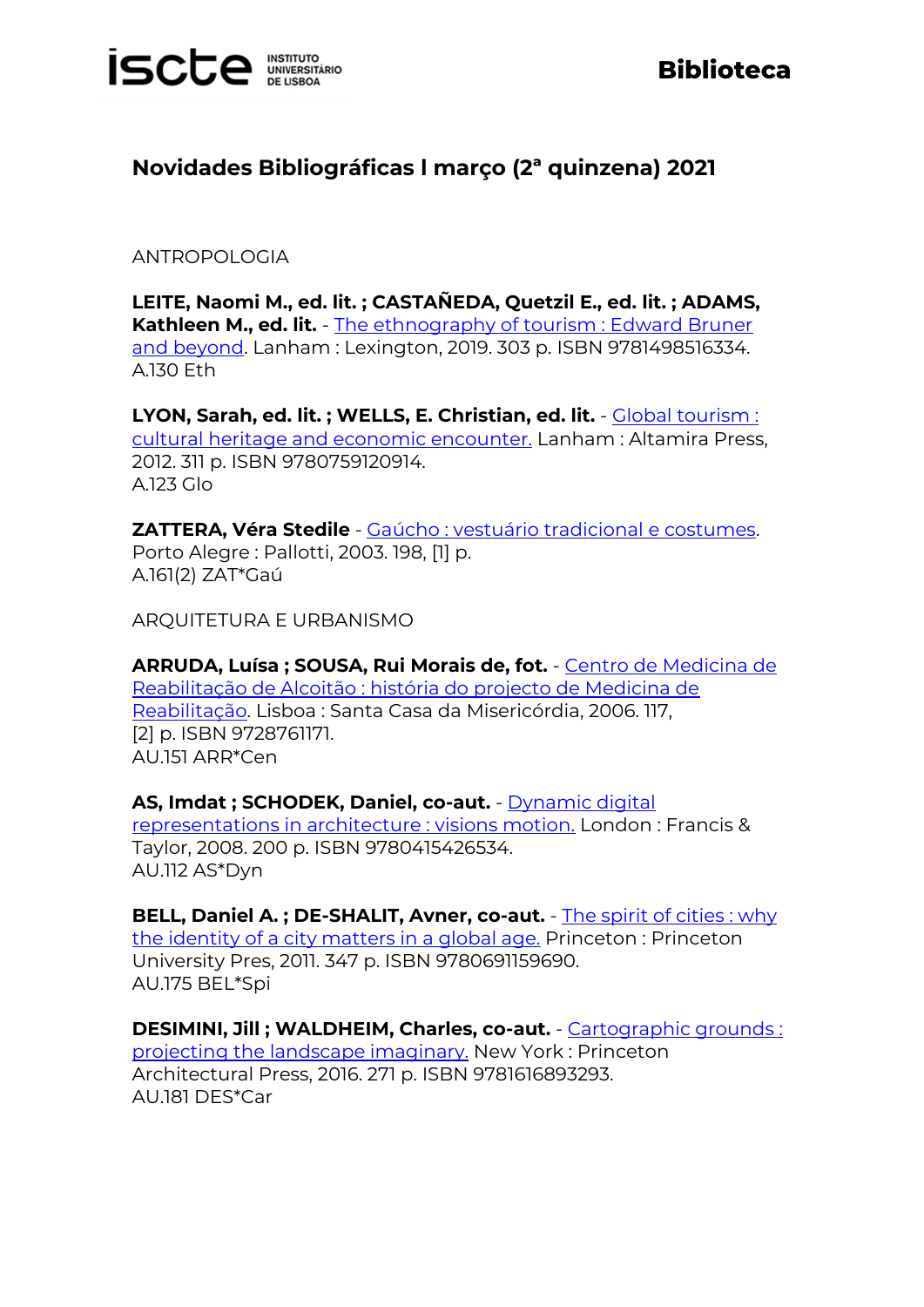# Novidades Bibliográficas l março (2ª quinzena) 2021

ANTROPOLOGIA

**LEITE, Naomi M., ed. lit. ; CASTAÑEDA, Quetzil E., ed. lit. ; ADAMS, Kathleen M., ed. lit.** - The ethnography of tourism : Edward Bruner and beyond. Lanham : Lexington, 2019. 303 p. ISBN 9781498516334.
A.130 Eth

**LYON, Sarah, ed. lit. ; WELLS, E. Christian, ed. lit.** - Global tourism : cultural heritage and economic encounter. Lanham : Altamira Press, 2012. 311 p. ISBN 9780759120914.
A.123 Glo

**ZATTERA, Véra Stedile** - Gaúcho : vestuário tradicional e costumes. Porto Alegre : Pallotti, 2003. 198, [1] p.
A.161(2) ZAT*Gaú

ARQUITETURA E URBANISMO

**ARRUDA, Luísa ; SOUSA, Rui Morais de, fot.** - Centro de Medicina de Reabilitação de Alcoitão : história do projecto de Medicina de Reabilitação. Lisboa : Santa Casa da Misericórdia, 2006. 117, [2] p. ISBN 9728761171.
AU.151 ARR*Cen

**AS, Imdat ; SCHODEK, Daniel, co-aut.** - Dynamic digital representations in architecture : visions motion. London : Francis & Taylor, 2008. 200 p. ISBN 9780415426534.
AU.112 AS*Dyn

**BELL, Daniel A. ; DE-SHALIT, Avner, co-aut.** - The spirit of cities : why the identity of a city matters in a global age. Princeton : Princeton University Pres, 2011. 347 p. ISBN 9780691159690.
AU.175 BEL*Spi

**DESIMINI, Jill ; WALDHEIM, Charles, co-aut.** - Cartographic grounds : projecting the landscape imaginary. New York : Princeton Architectural Press, 2016. 271 p. ISBN 9781616893293.
AU.181 DES*Car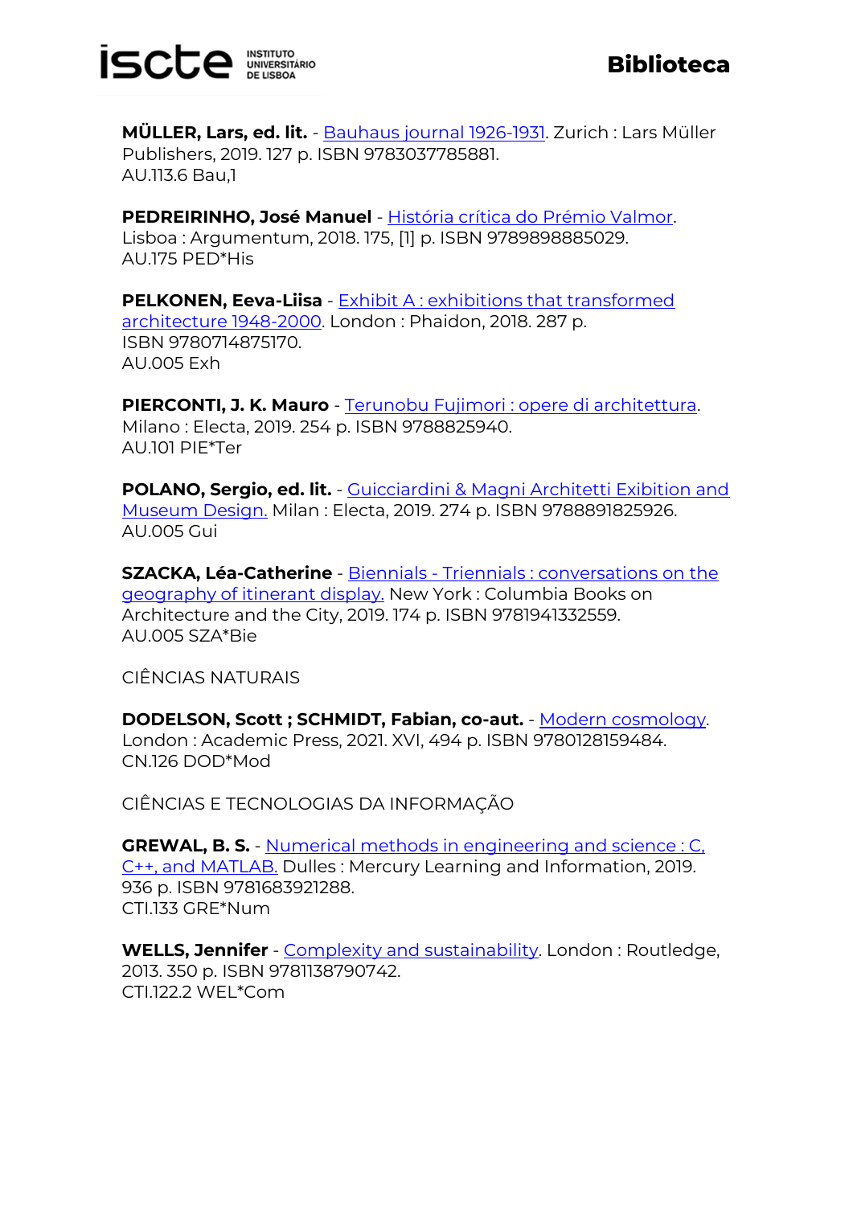**MÜLLER, Lars, ed. lit.** - Bauhaus journal 1926-1931. Zurich : Lars Müller Publishers, 2019. 127 p. ISBN 9783037785881.
AU.113.6 Bau,1

**PEDREIRINHO, José Manuel** - História crítica do Prémio Valmor. Lisboa : Argumentum, 2018. 175, [1] p. ISBN 9789898885029.
AU.175 PED*His

**PELKONEN, Eeva-Liisa** - Exhibit A : exhibitions that transformed architecture 1948-2000. London : Phaidon, 2018. 287 p. ISBN 9780714875170.
AU.005 Exh

**PIERCONTI, J. K. Mauro** - Terunobu Fujimori : opere di architettura. Milano : Electa, 2019. 254 p. ISBN 9788825940.
AU.101 PIE*Ter

**POLANO, Sergio, ed. lit.** - Guicciardini & Magni Architetti Exibition and Museum Design. Milan : Electa, 2019. 274 p. ISBN 9788891825926.
AU.005 Gui

**SZACKA, Léa-Catherine** - Biennials - Triennials : conversations on the geography of itinerant display. New York : Columbia Books on Architecture and the City, 2019. 174 p. ISBN 9781941332559.
AU.005 SZA*Bie

CIÊNCIAS NATURAIS

**DODELSON, Scott ; SCHMIDT, Fabian, co-aut.** - Modern cosmology. London : Academic Press, 2021. XVI, 494 p. ISBN 9780128159484.
CN.126 DOD*Mod

CIÊNCIAS E TECNOLOGIAS DA INFORMAÇÃO

**GREWAL, B. S.** - Numerical methods in engineering and science : C, C++, and MATLAB. Dulles : Mercury Learning and Information, 2019. 936 p. ISBN 9781683921288.
CTI.133 GRE*Num

**WELLS, Jennifer** - Complexity and sustainability. London : Routledge, 2013. 350 p. ISBN 9781138790742.
CTI.122.2 WEL*Com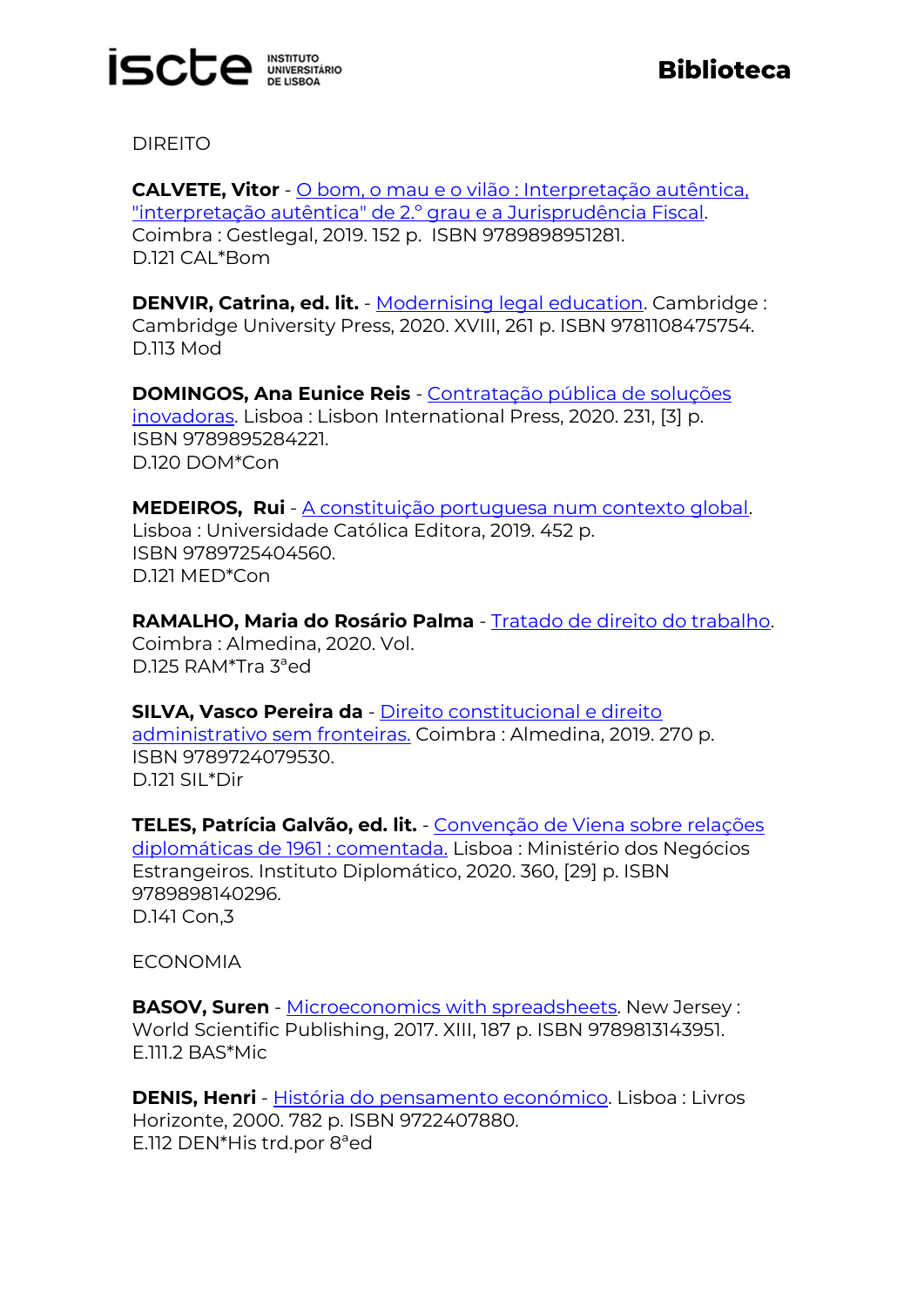DIREITO

**CALVETE, Vitor** - O bom, o mau e o vilão : Interpretação autêntica, "interpretação autêntica" de 2.º grau e a Jurisprudência Fiscal. Coimbra : Gestlegal, 2019. 152 p. ISBN 9789898951281.
D.121 CAL*Bom

**DENVIR, Catrina, ed. lit.** - Modernising legal education. Cambridge : Cambridge University Press, 2020. XVIII, 261 p. ISBN 9781108475754.
D.113 Mod

**DOMINGOS, Ana Eunice Reis** - Contratação pública de soluções inovadoras. Lisboa : Lisbon International Press, 2020. 231, [3] p. ISBN 9789895284221.
D.120 DOM*Con

**MEDEIROS, Rui** - A constituição portuguesa num contexto global. Lisboa : Universidade Católica Editora, 2019. 452 p.
ISBN 9789725404560.
D.121 MED*Con

**RAMALHO, Maria do Rosário Palma** - Tratado de direito do trabalho. Coimbra : Almedina, 2020. Vol.
D.125 RAM*Tra 3ªed

**SILVA, Vasco Pereira da** - Direito constitucional e direito administrativo sem fronteiras. Coimbra : Almedina, 2019. 270 p.
ISBN 9789724079530.
D.121 SIL*Dir

**TELES, Patrícia Galvão, ed. lit.** - Convenção de Viena sobre relações diplomáticas de 1961 : comentada. Lisboa : Ministério dos Negócios Estrangeiros. Instituto Diplomático, 2020. 360, [29] p. ISBN 9789898140296.
D.141 Con,3

ECONOMIA

**BASOV, Suren** - Microeconomics with spreadsheets. New Jersey : World Scientific Publishing, 2017. XIII, 187 p. ISBN 9789813143951.
E.111.2 BAS*Mic

**DENIS, Henri** - História do pensamento económico. Lisboa : Livros Horizonte, 2000. 782 p. ISBN 9722407880.
E.112 DEN*His trd.por 8ªed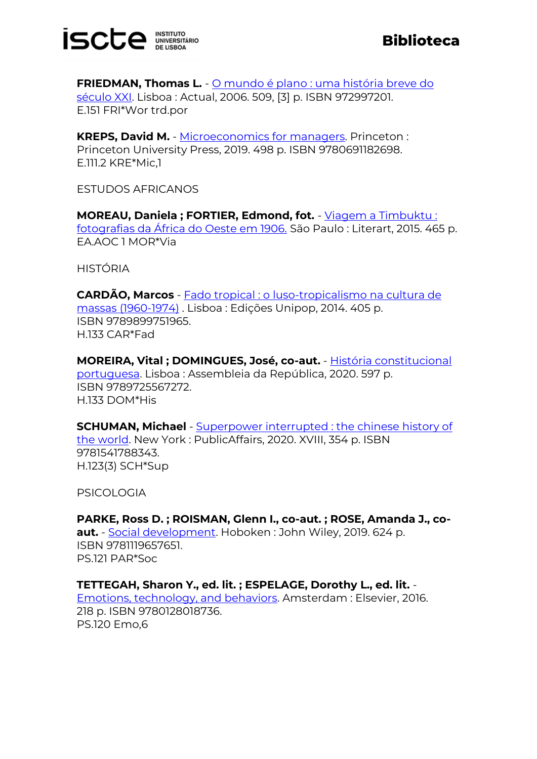**FRIEDMAN, Thomas L.** - O mundo é plano : uma história breve do século XXI. Lisboa : Actual, 2006. 509, [3] p. ISBN 972997201.
E.151 FRI*Wor trd.por

**KREPS, David M.** - Microeconomics for managers. Princeton : Princeton University Press, 2019. 498 p. ISBN 9780691182698.
E.111.2 KRE*Mic,1

ESTUDOS AFRICANOS

**MOREAU, Daniela ; FORTIER, Edmond, fot.** - Viagem a Timbuktu : fotografias da África do Oeste em 1906. São Paulo : Literart, 2015. 465 p.
EA.AOC 1 MOR*Via

HISTÓRIA

**CARDÃO, Marcos** - Fado tropical : o luso-tropicalismo na cultura de massas (1960-1974) . Lisboa : Edições Unipop, 2014. 405 p.
ISBN 9789899751965.
H.133 CAR*Fad

**MOREIRA, Vital ; DOMINGUES, José, co-aut.** - História constitucional portuguesa. Lisboa : Assembleia da República, 2020. 597 p.
ISBN 9789725567272.
H.133 DOM*His

**SCHUMAN, Michael** - Superpower interrupted : the chinese history of the world. New York : PublicAffairs, 2020. XVIII, 354 p. ISBN 9781541788343.
H.123(3) SCH*Sup

PSICOLOGIA

**PARKE, Ross D. ; ROISMAN, Glenn I., co-aut. ; ROSE, Amanda J., co-aut.** - Social development. Hoboken : John Wiley, 2019. 624 p.
ISBN 9781119657651.
PS.121 PAR*Soc

**TETTEGAH, Sharon Y., ed. lit. ; ESPELAGE, Dorothy L., ed. lit.** - Emotions, technology, and behaviors. Amsterdam : Elsevier, 2016. 218 p. ISBN 9780128018736.
PS.120 Emo,6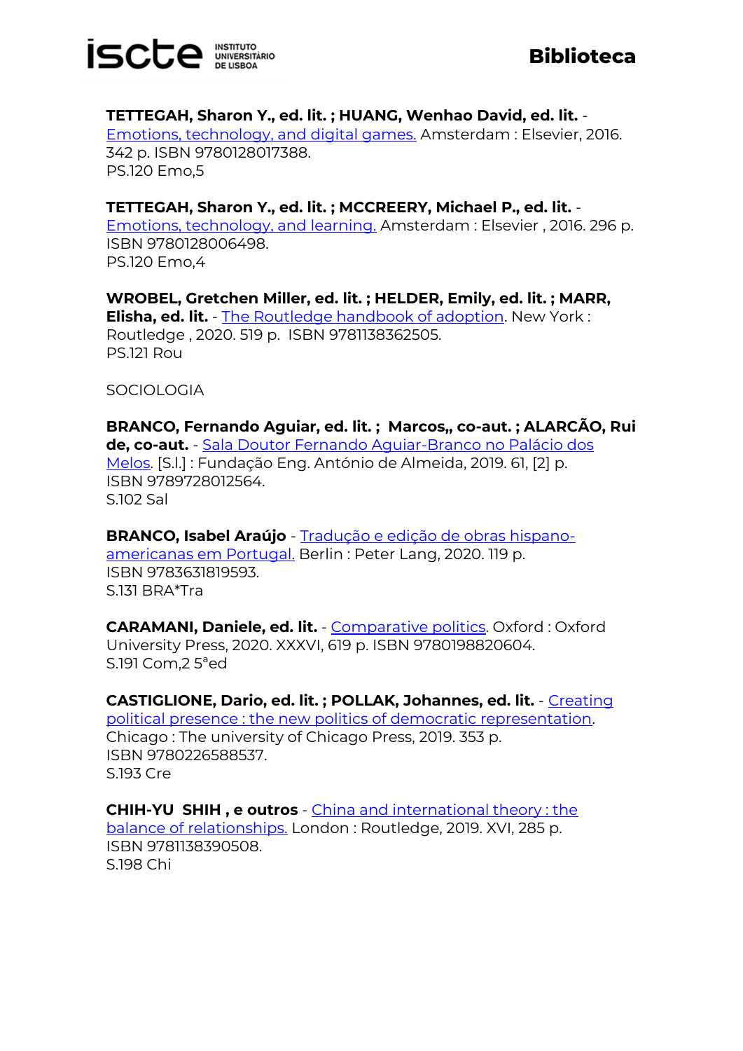**TETTEGAH, Sharon Y., ed. lit. ; HUANG, Wenhao David, ed. lit.** - Emotions, technology, and digital games. Amsterdam : Elsevier, 2016. 342 p. ISBN 9780128017388.
PS.120 Emo,5

**TETTEGAH, Sharon Y., ed. lit. ; MCCREERY, Michael P., ed. lit.** - Emotions, technology, and learning. Amsterdam : Elsevier , 2016. 296 p. ISBN 9780128006498.
PS.120 Emo,4

**WROBEL, Gretchen Miller, ed. lit. ; HELDER, Emily, ed. lit. ; MARR, Elisha, ed. lit.** - The Routledge handbook of adoption. New York : Routledge , 2020. 519 p. ISBN 9781138362505.
PS.121 Rou

SOCIOLOGIA

**BRANCO, Fernando Aguiar, ed. lit. ; Marcos,, co-aut. ; ALARCÃO, Rui de, co-aut.** - Sala Doutor Fernando Aguiar-Branco no Palácio dos Melos. [S.l.] : Fundação Eng. António de Almeida, 2019. 61, [2] p. ISBN 9789728012564.
S.102 Sal

**BRANCO, Isabel Araújo** - Tradução e edição de obras hispano-americanas em Portugal. Berlin : Peter Lang, 2020. 119 p. ISBN 9783631819593.
S.131 BRA*Tra

**CARAMANI, Daniele, ed. lit.** - Comparative politics. Oxford : Oxford University Press, 2020. XXXVI, 619 p. ISBN 9780198820604.
S.191 Com,2 5ªed

**CASTIGLIONE, Dario, ed. lit. ; POLLAK, Johannes, ed. lit.** - Creating political presence : the new politics of democratic representation. Chicago : The university of Chicago Press, 2019. 353 p. ISBN 9780226588537.
S.193 Cre

**CHIH-YU SHIH , e outros** - China and international theory : the balance of relationships. London : Routledge, 2019. XVI, 285 p. ISBN 9781138390508.
S.198 Chi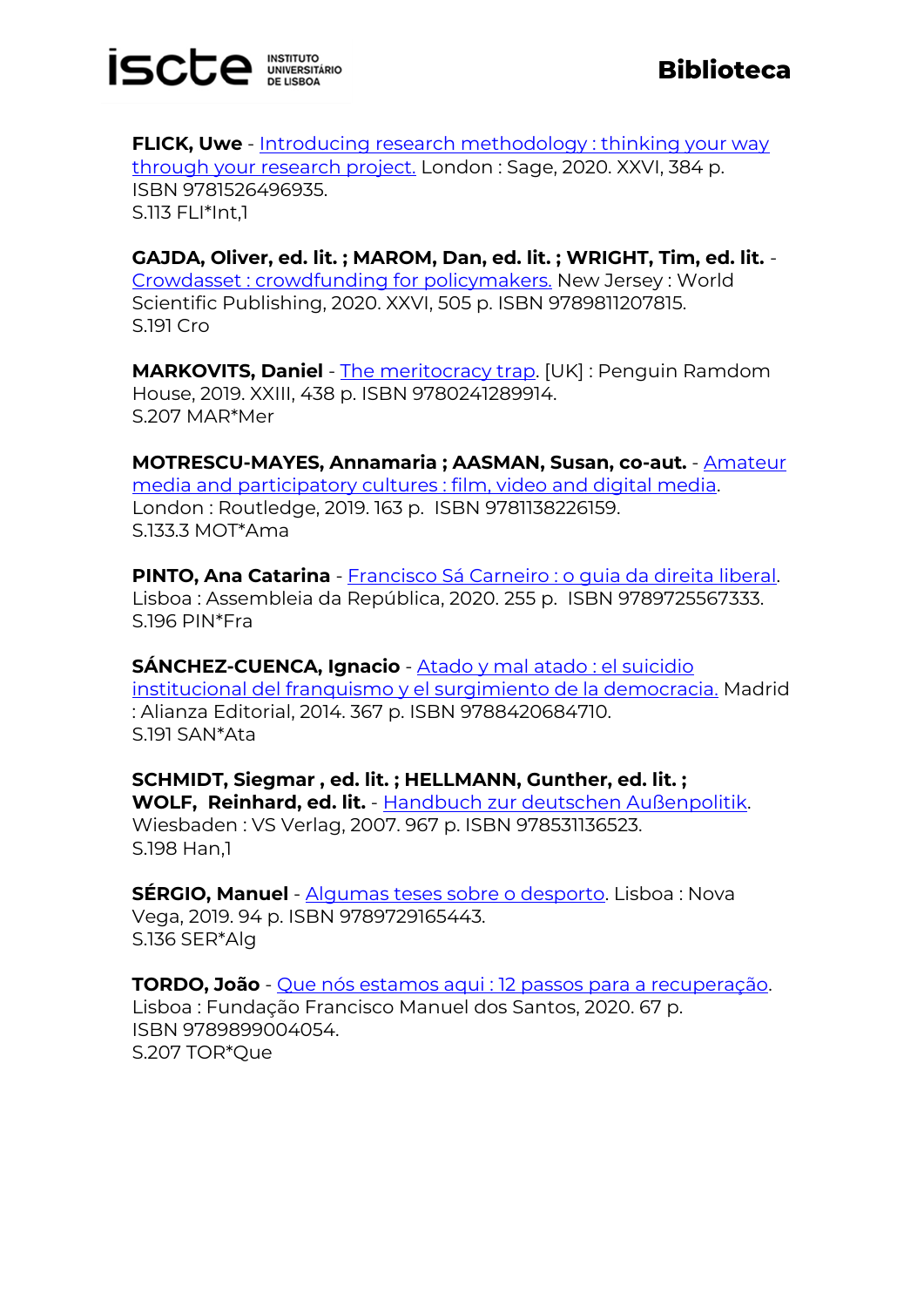**FLICK, Uwe** - Introducing research methodology : thinking your way through your research project. London : Sage, 2020. XXVI, 384 p. ISBN 9781526496935.
S.113 FLI*Int,1

**GAJDA, Oliver, ed. lit. ; MAROM, Dan, ed. lit. ; WRIGHT, Tim, ed. lit.** - Crowdasset : crowdfunding for policymakers. New Jersey : World Scientific Publishing, 2020. XXVI, 505 p. ISBN 9789811207815.
S.191 Cro

**MARKOVITS, Daniel** - The meritocracy trap. [UK] : Penguin Ramdom House, 2019. XXIII, 438 p. ISBN 9780241289914.
S.207 MAR*Mer

**MOTRESCU-MAYES, Annamaria ; AASMAN, Susan, co-aut.** - Amateur media and participatory cultures : film, video and digital media. London : Routledge, 2019. 163 p. ISBN 9781138226159.
S.133.3 MOT*Ama

**PINTO, Ana Catarina** - Francisco Sá Carneiro : o guia da direita liberal. Lisboa : Assembleia da República, 2020. 255 p. ISBN 9789725567333.
S.196 PIN*Fra

**SÁNCHEZ-CUENCA, Ignacio** - Atado y mal atado : el suicidio institucional del franquismo y el surgimiento de la democracia. Madrid : Alianza Editorial, 2014. 367 p. ISBN 9788420684710.
S.191 SAN*Ata

**SCHMIDT, Siegmar , ed. lit. ; HELLMANN, Gunther, ed. lit. ; WOLF, Reinhard, ed. lit.** - Handbuch zur deutschen Außenpolitik. Wiesbaden : VS Verlag, 2007. 967 p. ISBN 978531136523.
S.198 Han,1

**SÉRGIO, Manuel** - Algumas teses sobre o desporto. Lisboa : Nova Vega, 2019. 94 p. ISBN 9789729165443.
S.136 SER*Alg

**TORDO, João** - Que nós estamos aqui : 12 passos para a recuperação. Lisboa : Fundação Francisco Manuel dos Santos, 2020. 67 p. ISBN 9789899004054.
S.207 TOR*Que